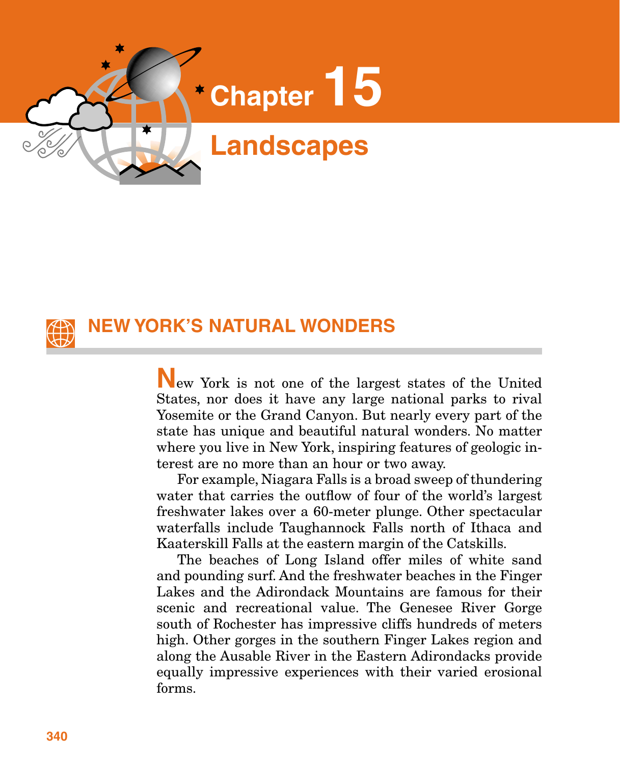# Chapter 15

# Landscapes

## NEW YORK'S NATURAL WONDERS

New York is not one of the largest states of the United States, nor does it have any large national parks to rival Yosemite or the Grand Canyon. But nearly every part of the state has unique and beautiful natural wonders. No matter where you live in New York, inspiring features of geologic interest are no more than an hour or two away.

For example, Niagara Falls is a broad sweep of thundering water that carries the outflow of four of the world's largest freshwater lakes over a 60-meter plunge. Other spectacular waterfalls include Taughannock Falls north of Ithaca and Kaaterskill Falls at the eastern margin of the Catskills.

The beaches of Long Island offer miles of white sand and pounding surf. And the freshwater beaches in the Finger Lakes and the Adirondack Mountains are famous for their scenic and recreational value. The Genesee River Gorge south of Rochester has impressive cliffs hundreds of meters high. Other gorges in the southern Finger Lakes region and along the Ausable River in the Eastern Adirondacks provide equally impressive experiences with their varied erosional forms.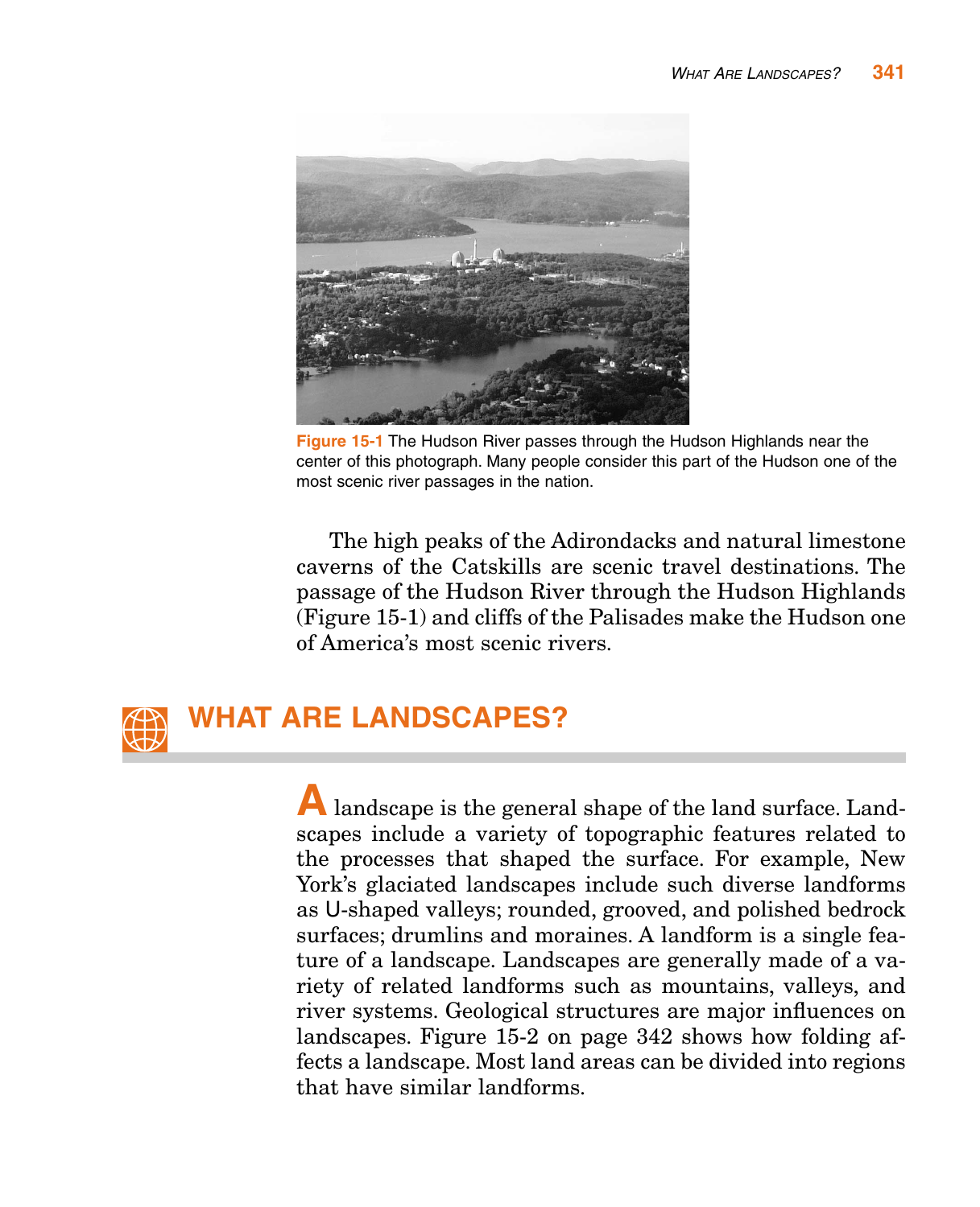Figure 15-1 The Hudson River passes through the Hudson Highlands near the center of this photograph. Many people consider this part of the Hudson one of the most scenic river passages in the nation.

The high peaks of the Adirondacks and natural limestone caverns of the Catskills are scenic travel destinations. The passage of the Hudson River through the Hudson Highlands (Figure 15-1) and cliffs of the Palisades make the Hudson one of America's most scenic rivers.

## WHAT ARE LANDSCAPES?

A landscape is the general shape of the land surface. Landscapes include a variety of topographic features related to the processes that shaped the surface. For example, New York's glaciated landscapes include such diverse landforms as U-shaped valleys; rounded, grooved, and polished bedrock surfaces; drumlins and moraines. A landform is a single feature of a landscape. Landscapes are generally made of a variety of related landforms such as mountains, valleys, and river systems. Geological structures are major influences on landscapes. Figure 15-2 on page 342 shows how folding affects a landscape. Most land areas can be divided into regions that have similar landforms.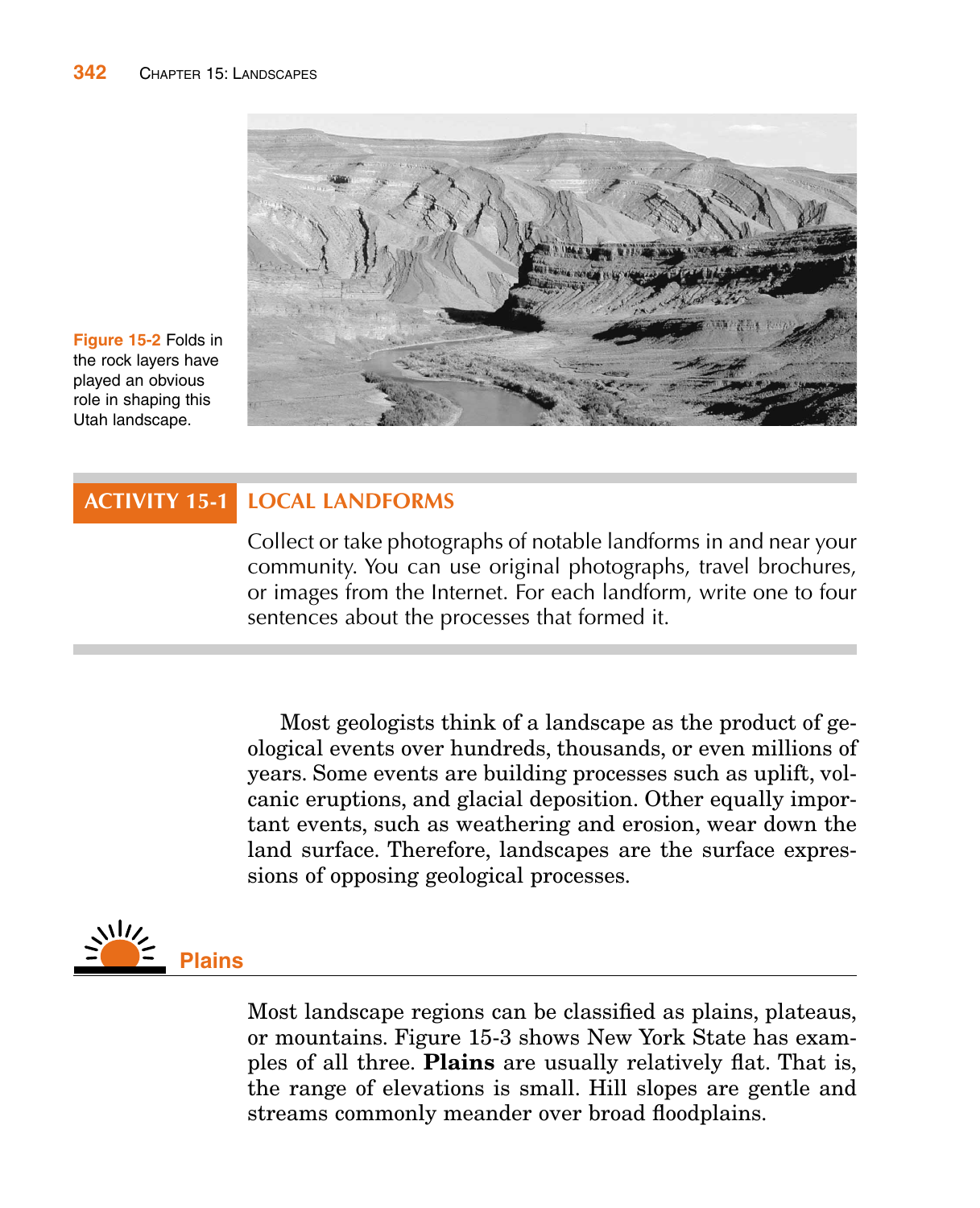Figure 15-2 Folds in the rock layers have played an obvious role in shaping this Utah landscape.

## ACTIVITY 15-1 LOCAL LANDFORMS

Collect or take photographs of notable landforms in and near your community. You can use original photographs, travel brochures, or images from the Internet. For each landform, write one to four sentences about the processes that formed it.

Most geologists think of a landscape as the product of geological events over hundreds, thousands, or even millions of years. Some events are building processes such as uplift, volcanic eruptions, and glacial deposition. Other equally important events, such as weathering and erosion, wear down the land surface. Therefore, landscapes are the surface expressions of opposing geological processes.

## Plains

Most landscape regions can be classified as plains, plateaus, or mountains. Figure 15-3 shows New York State has examples of all three. **Plains** are usually relatively flat. That is, the range of elevations is small. Hill slopes are gentle and streams commonly meander over broad floodplains.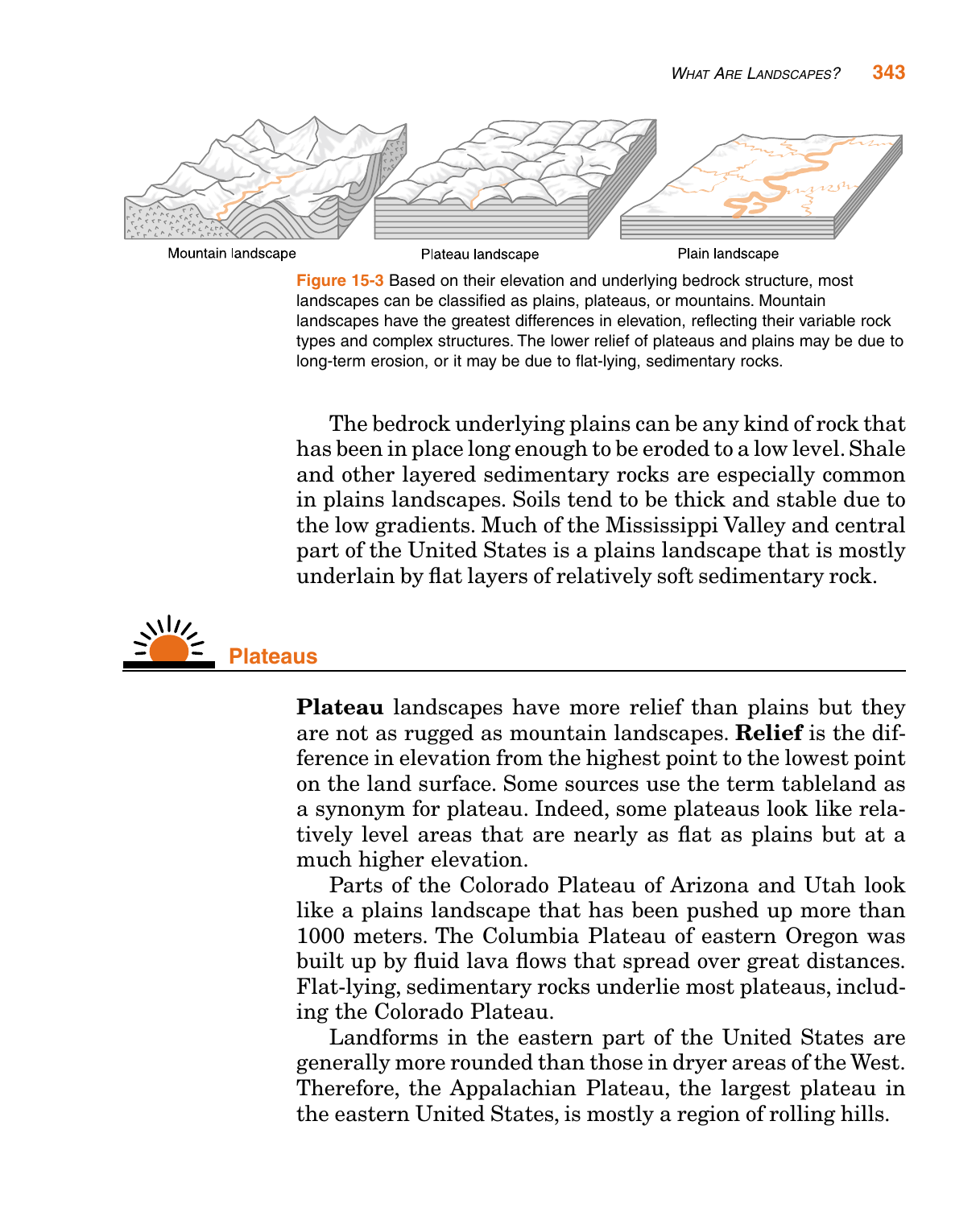Mountain landscape

Plateau landscape

Plain landscape

**Figure 15-3** Based on their elevation and underlying bedrock structure, most landscapes can be classified as plains, plateaus, or mountains. Mountain landscapes have the greatest differences in elevation, reflecting their variable rock types and complex structures. The lower relief of plateaus and plains may be due to long-term erosion, or it may be due to flat-lying, sedimentary rocks.

The bedrock underlying plains can be any kind of rock that has been in place long enough to be eroded to a low level. Shale and other layered sedimentary rocks are especially common in plains landscapes. Soils tend to be thick and stable due to the low gradients. Much of the Mississippi Valley and central part of the United States is a plains landscape that is mostly underlain by flat layers of relatively soft sedimentary rock.

## Plateaus

**Plateau** landscapes have more relief than plains but they are not as rugged as mountain landscapes. **Relief** is the difference in elevation from the highest point to the lowest point on the land surface. Some sources use the term tableland as a synonym for plateau. Indeed, some plateaus look like relatively level areas that are nearly as flat as plains but at a much higher elevation.

Parts of the Colorado Plateau of Arizona and Utah look like a plains landscape that has been pushed up more than 1000 meters. The Columbia Plateau of eastern Oregon was built up by fluid lava flows that spread over great distances. Flat-lying, sedimentary rocks underlie most plateaus, including the Colorado Plateau.

Landforms in the eastern part of the United States are generally more rounded than those in dryer areas of the West. Therefore, the Appalachian Plateau, the largest plateau in the eastern United States, is mostly a region of rolling hills.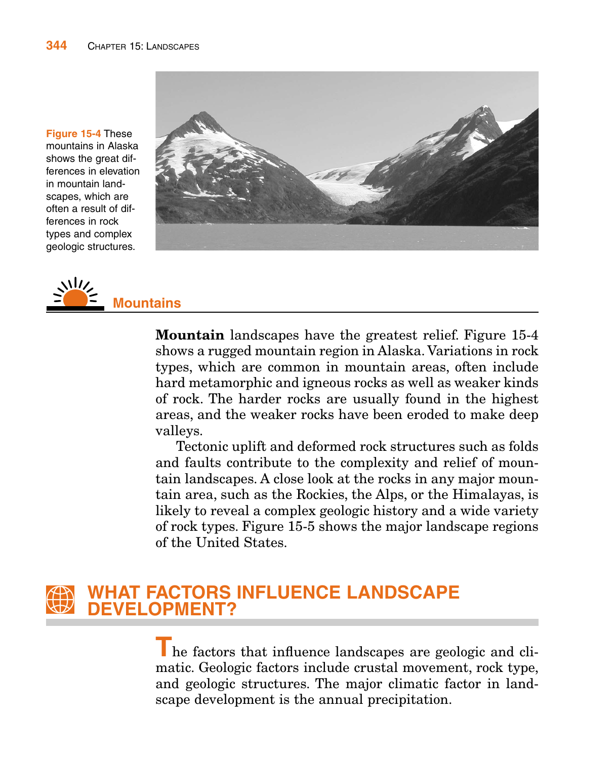**Figure 15-4** These mountains in Alaska shows the great differences in elevation in mountain landscapes, which are often a result of differences in rock types and complex geologic structures.

## Mountains

**Mountain** landscapes have the greatest relief. Figure 15-4 shows a rugged mountain region in Alaska. Variations in rock types, which are common in mountain areas, often include hard metamorphic and igneous rocks as well as weaker kinds of rock. The harder rocks are usually found in the highest areas, and the weaker rocks have been eroded to make deep valleys.

Tectonic uplift and deformed rock structures such as folds and faults contribute to the complexity and relief of mountain landscapes. A close look at the rocks in any major mountain area, such as the Rockies, the Alps, or the Himalayas, is likely to reveal a complex geologic history and a wide variety of rock types. Figure 15-5 shows the major landscape regions of the United States.

# WHAT FACTORS INFLUENCE LANDSCAPE DEVELOPMENT?

The factors that influence landscapes are geologic and climatic. Geologic factors include crustal movement, rock type, and geologic structures. The major climatic factor in landscape development is the annual precipitation.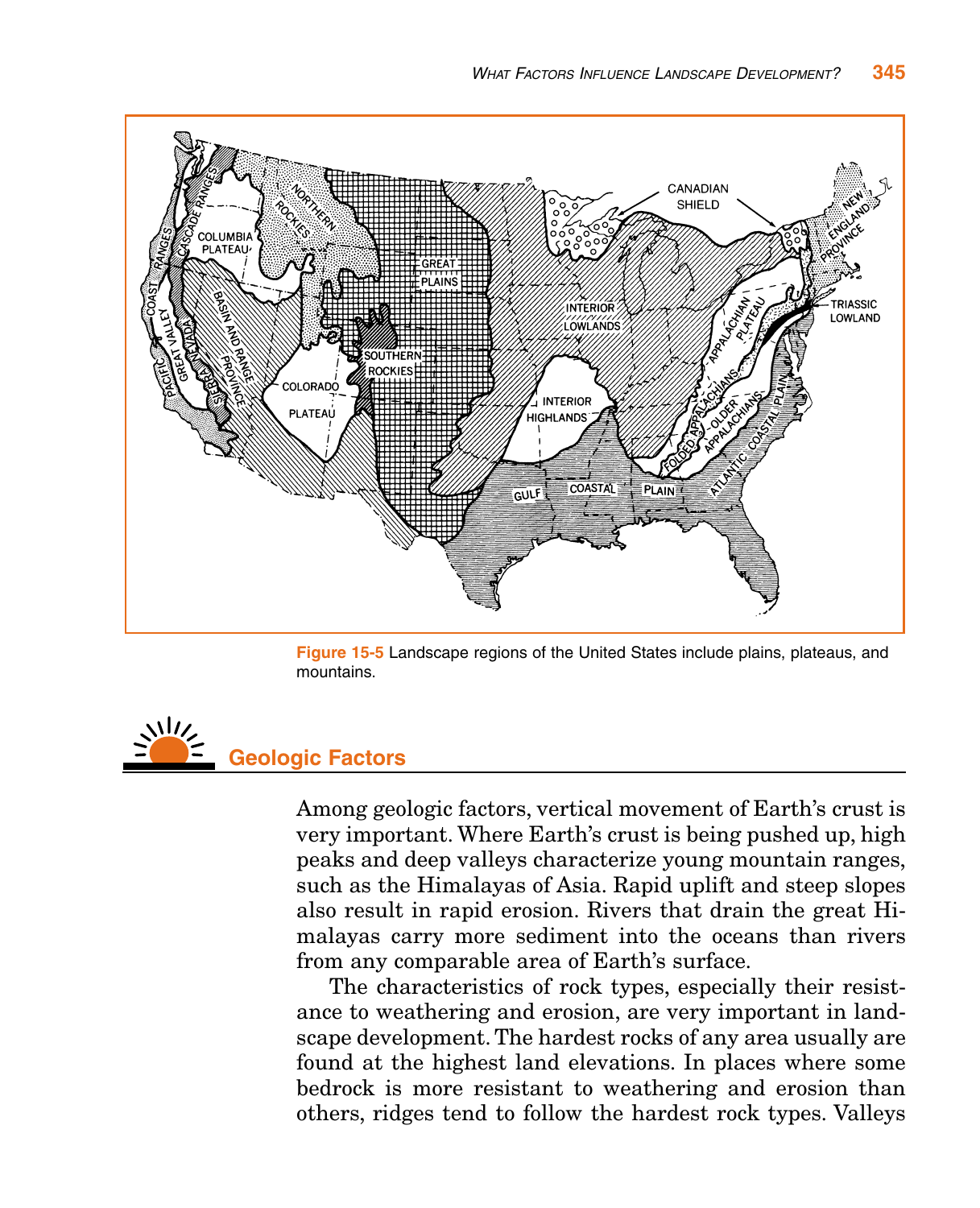Figure 15-5 Landscape regions of the United States include plains, plateaus, and mountains.

## Geologic Factors

Among geologic factors, vertical movement of Earth's crust is very important. Where Earth's crust is being pushed up, high peaks and deep valleys characterize young mountain ranges, such as the Himalayas of Asia. Rapid uplift and steep slopes also result in rapid erosion. Rivers that drain the great Himalayas carry more sediment into the oceans than rivers from any comparable area of Earth's surface.

The characteristics of rock types, especially their resistance to weathering and erosion, are very important in landscape development. The hardest rocks of any area usually are found at the highest land elevations. In places where some bedrock is more resistant to weathering and erosion than others, ridges tend to follow the hardest rock types. Valleys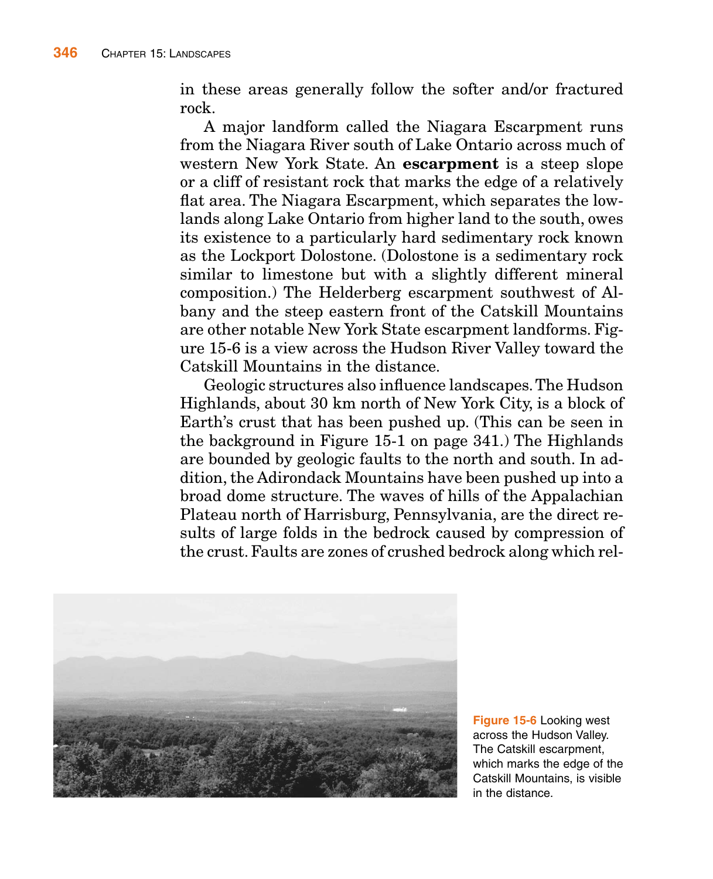in these areas generally follow the softer and/or fractured rock.

A major landform called the Niagara Escarpment runs from the Niagara River south of Lake Ontario across much of western New York State. An **escarpment** is a steep slope or a cliff of resistant rock that marks the edge of a relatively flat area. The Niagara Escarpment, which separates the lowlands along Lake Ontario from higher land to the south, owes its existence to a particularly hard sedimentary rock known as the Lockport Dolostone. (Dolostone is a sedimentary rock similar to limestone but with a slightly different mineral composition.) The Helderberg escarpment southwest of Albany and the steep eastern front of the Catskill Mountains are other notable New York State escarpment landforms. Figure 15-6 is a view across the Hudson River Valley toward the Catskill Mountains in the distance.

Geologic structures also influence landscapes. The Hudson Highlands, about 30 km north of New York City, is a block of Earth's crust that has been pushed up. (This can be seen in the background in Figure 15-1 on page 341.) The Highlands are bounded by geologic faults to the north and south. In addition, the Adirondack Mountains have been pushed up into a broad dome structure. The waves of hills of the Appalachian Plateau north of Harrisburg, Pennsylvania, are the direct results of large folds in the bedrock caused by compression of the crust. Faults are zones of crushed bedrock along which rel-

**Figure 15-6** Looking west across the Hudson Valley. The Catskill escarpment, which marks the edge of the Catskill Mountains, is visible in the distance.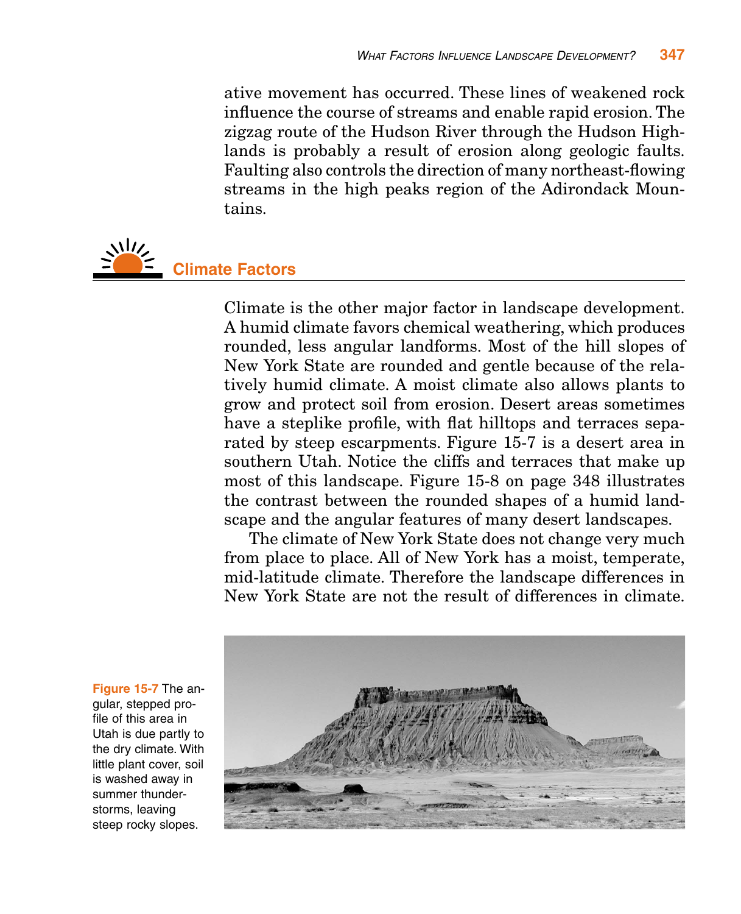ative movement has occurred. These lines of weakened rock influence the course of streams and enable rapid erosion. The zigzag route of the Hudson River through the Hudson Highlands is probably a result of erosion along geologic faults. Faulting also controls the direction of many northeast-flowing streams in the high peaks region of the Adirondack Mountains.

## Climate Factors

Climate is the other major factor in landscape development. A humid climate favors chemical weathering, which produces rounded, less angular landforms. Most of the hill slopes of New York State are rounded and gentle because of the relatively humid climate. A moist climate also allows plants to grow and protect soil from erosion. Desert areas sometimes have a steplike profile, with flat hilltops and terraces separated by steep escarpments. Figure 15-7 is a desert area in southern Utah. Notice the cliffs and terraces that make up most of this landscape. Figure 15-8 on page 348 illustrates the contrast between the rounded shapes of a humid landscape and the angular features of many desert landscapes.

The climate of New York State does not change very much from place to place. All of New York has a moist, temperate, mid-latitude climate. Therefore the landscape differences in New York State are not the result of differences in climate.

**Figure 15-7** The angular, stepped profile of this area in Utah is due partly to the dry climate. With little plant cover, soil is washed away in summer thunderstorms, leaving steep rocky slopes.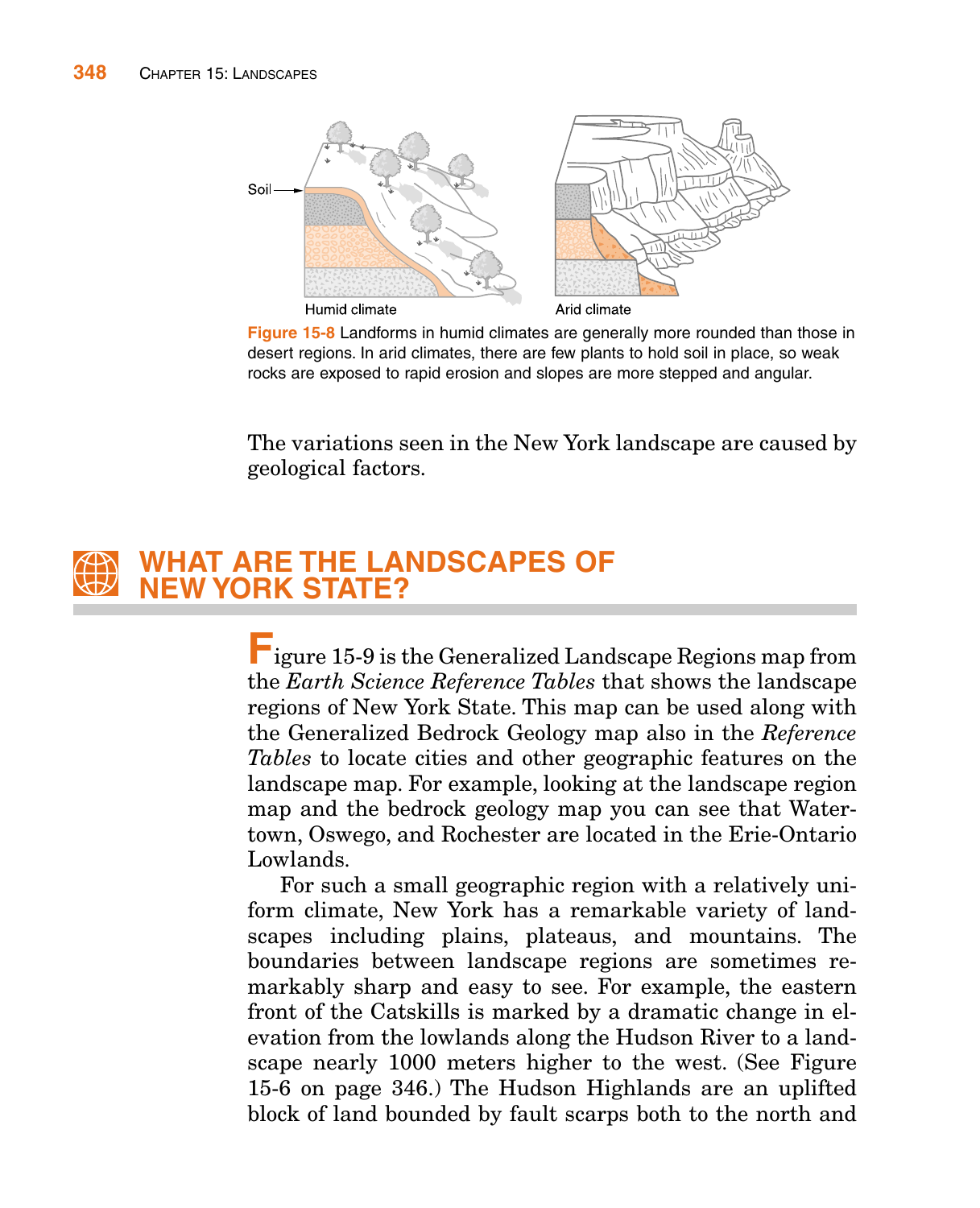Soil

Humid climate

Arid climate

**Figure 15-8** Landforms in humid climates are generally more rounded than those in desert regions. In arid climates, there are few plants to hold soil in place, so weak rocks are exposed to rapid erosion and slopes are more stepped and angular.

The variations seen in the New York landscape are caused by geological factors.

## WHAT ARE THE LANDSCAPES OF NEW YORK STATE?

Figure 15-9 is the Generalized Landscape Regions map from the *Earth Science Reference Tables* that shows the landscape regions of New York State. This map can be used along with the Generalized Bedrock Geology map also in the *Reference Tables* to locate cities and other geographic features on the landscape map. For example, looking at the landscape region map and the bedrock geology map you can see that Watertown, Oswego, and Rochester are located in the Erie-Ontario Lowlands.

For such a small geographic region with a relatively uniform climate, New York has a remarkable variety of landscapes including plains, plateaus, and mountains. The boundaries between landscape regions are sometimes remarkably sharp and easy to see. For example, the eastern front of the Catskills is marked by a dramatic change in elevation from the lowlands along the Hudson River to a landscape nearly 1000 meters higher to the west. (See Figure 15-6 on page 346.) The Hudson Highlands are an uplifted block of land bounded by fault scarps both to the north and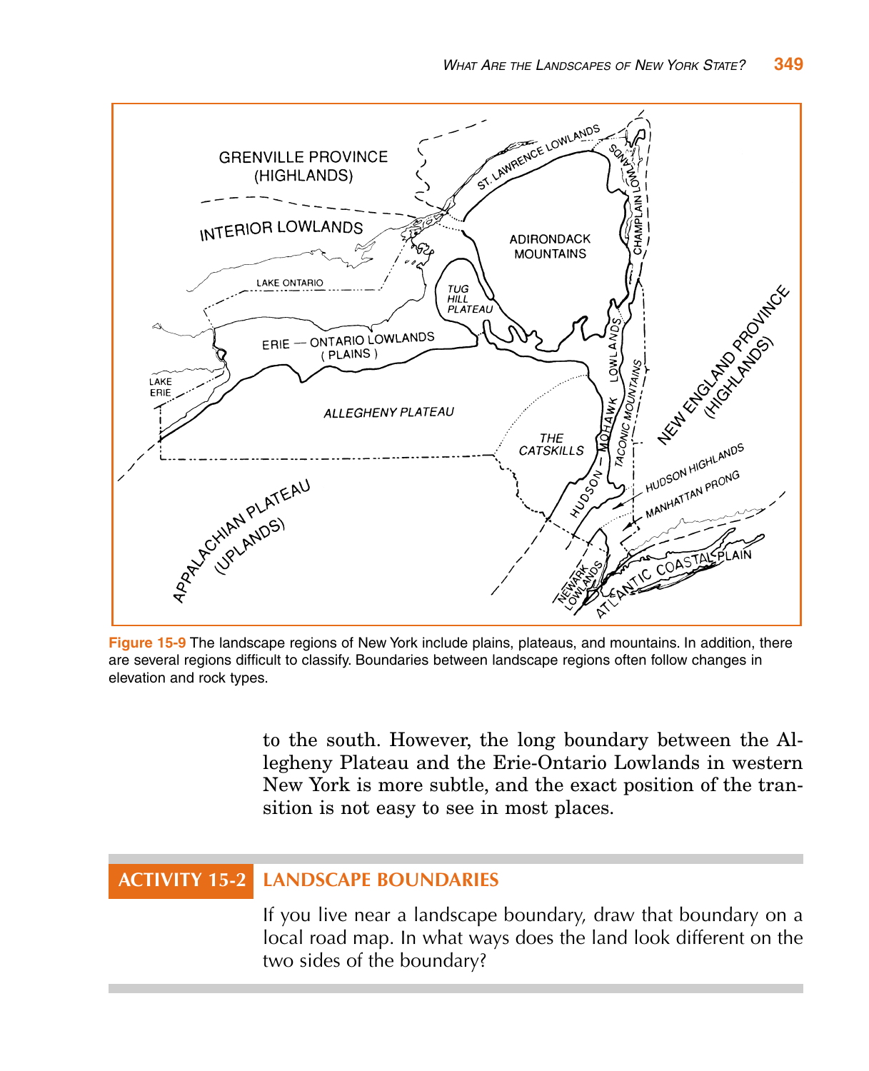Figure 15-9 The landscape regions of New York include plains, plateaus, and mountains. In addition, there are several regions difficult to classify. Boundaries between landscape regions often follow changes in elevation and rock types.

to the south. However, the long boundary between the Allegheny Plateau and the Erie-Ontario Lowlands in western New York is more subtle, and the exact position of the transition is not easy to see in most places.

## ACTIVITY 15-2 LANDSCAPE BOUNDARIES

If you live near a landscape boundary, draw that boundary on a local road map. In what ways does the land look different on the two sides of the boundary?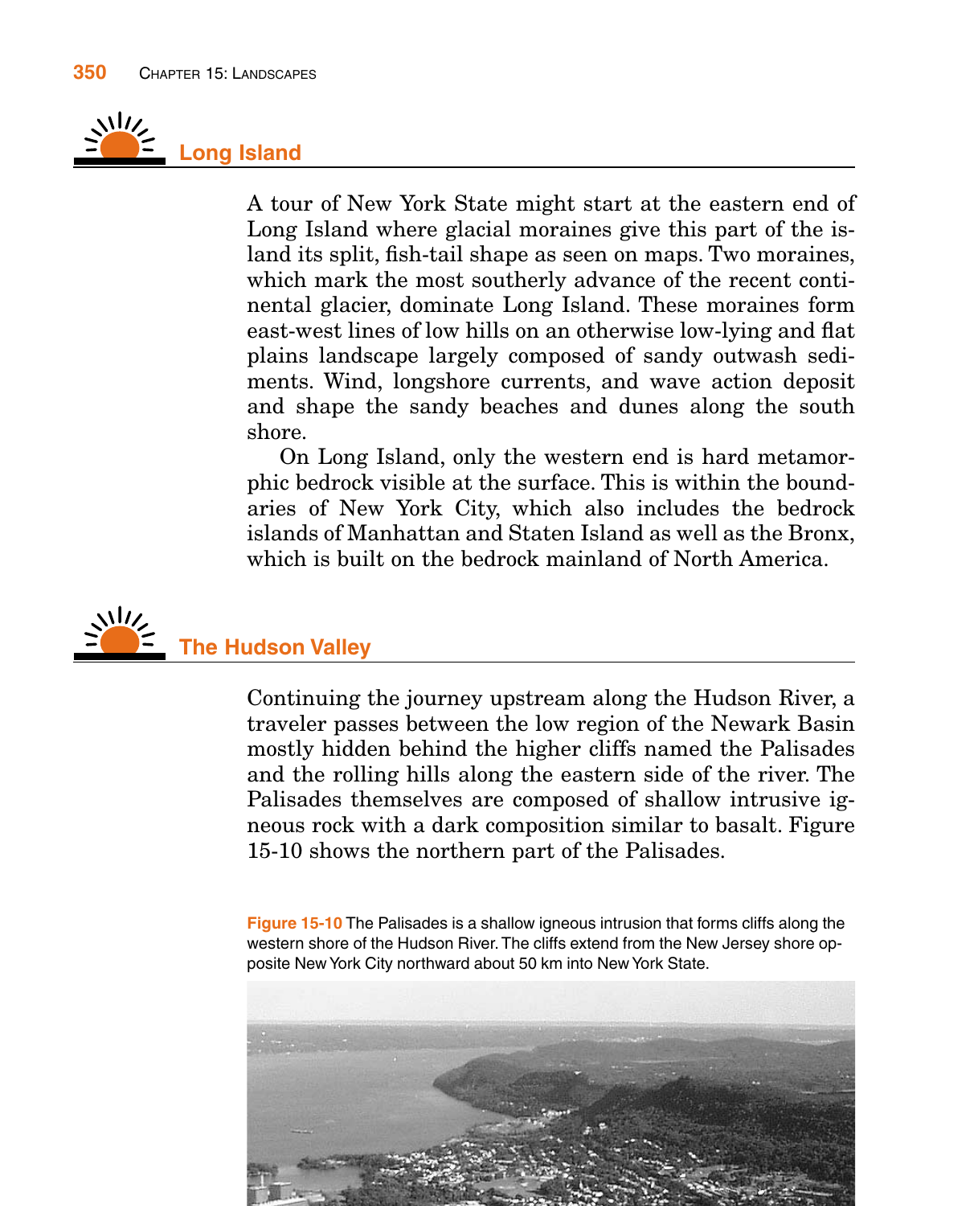## Long Island

A tour of New York State might start at the eastern end of Long Island where glacial moraines give this part of the island its split, fish-tail shape as seen on maps. Two moraines, which mark the most southerly advance of the recent continental glacier, dominate Long Island. These moraines form east-west lines of low hills on an otherwise low-lying and flat plains landscape largely composed of sandy outwash sediments. Wind, longshore currents, and wave action deposit and shape the sandy beaches and dunes along the south shore.

On Long Island, only the western end is hard metamorphic bedrock visible at the surface. This is within the boundaries of New York City, which also includes the bedrock islands of Manhattan and Staten Island as well as the Bronx, which is built on the bedrock mainland of North America.

## The Hudson Valley

Continuing the journey upstream along the Hudson River, a traveler passes between the low region of the Newark Basin mostly hidden behind the higher cliffs named the Palisades and the rolling hills along the eastern side of the river. The Palisades themselves are composed of shallow intrusive igneous rock with a dark composition similar to basalt. Figure 15-10 shows the northern part of the Palisades.

**Figure 15-10** The Palisades is a shallow igneous intrusion that forms cliffs along the western shore of the Hudson River. The cliffs extend from the New Jersey shore opposite New York City northward about 50 km into New York State.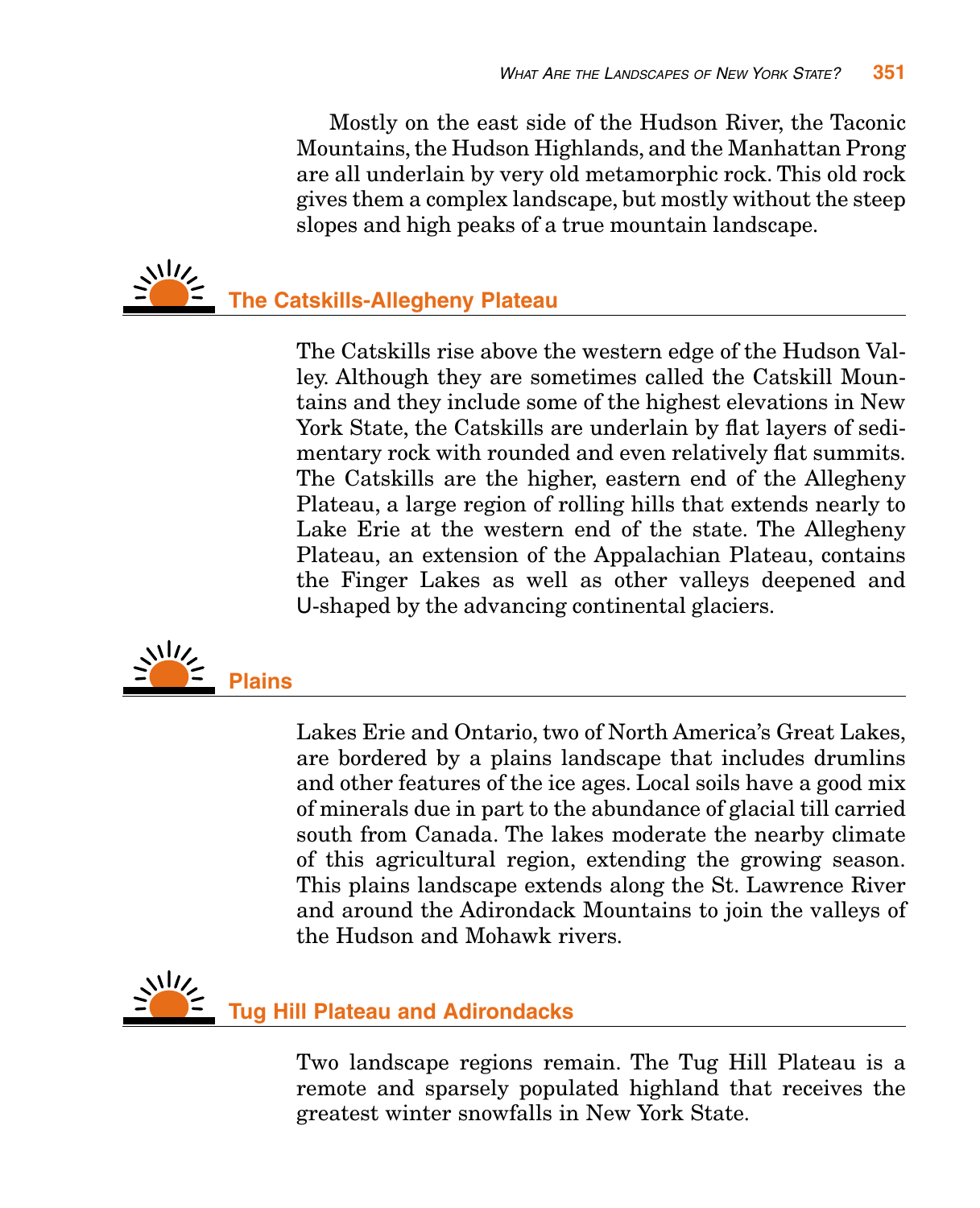Mostly on the east side of the Hudson River, the Taconic Mountains, the Hudson Highlands, and the Manhattan Prong are all underlain by very old metamorphic rock. This old rock gives them a complex landscape, but mostly without the steep slopes and high peaks of a true mountain landscape.

## The Catskills-Allegheny Plateau

The Catskills rise above the western edge of the Hudson Valley. Although they are sometimes called the Catskill Mountains and they include some of the highest elevations in New York State, the Catskills are underlain by flat layers of sedimentary rock with rounded and even relatively flat summits. The Catskills are the higher, eastern end of the Allegheny Plateau, a large region of rolling hills that extends nearly to Lake Erie at the western end of the state. The Allegheny Plateau, an extension of the Appalachian Plateau, contains the Finger Lakes as well as other valleys deepened and U-shaped by the advancing continental glaciers.

## Plains

Lakes Erie and Ontario, two of North America's Great Lakes, are bordered by a plains landscape that includes drumlins and other features of the ice ages. Local soils have a good mix of minerals due in part to the abundance of glacial till carried south from Canada. The lakes moderate the nearby climate of this agricultural region, extending the growing season. This plains landscape extends along the St. Lawrence River and around the Adirondack Mountains to join the valleys of the Hudson and Mohawk rivers.

## Tug Hill Plateau and Adirondacks

Two landscape regions remain. The Tug Hill Plateau is a remote and sparsely populated highland that receives the greatest winter snowfalls in New York State.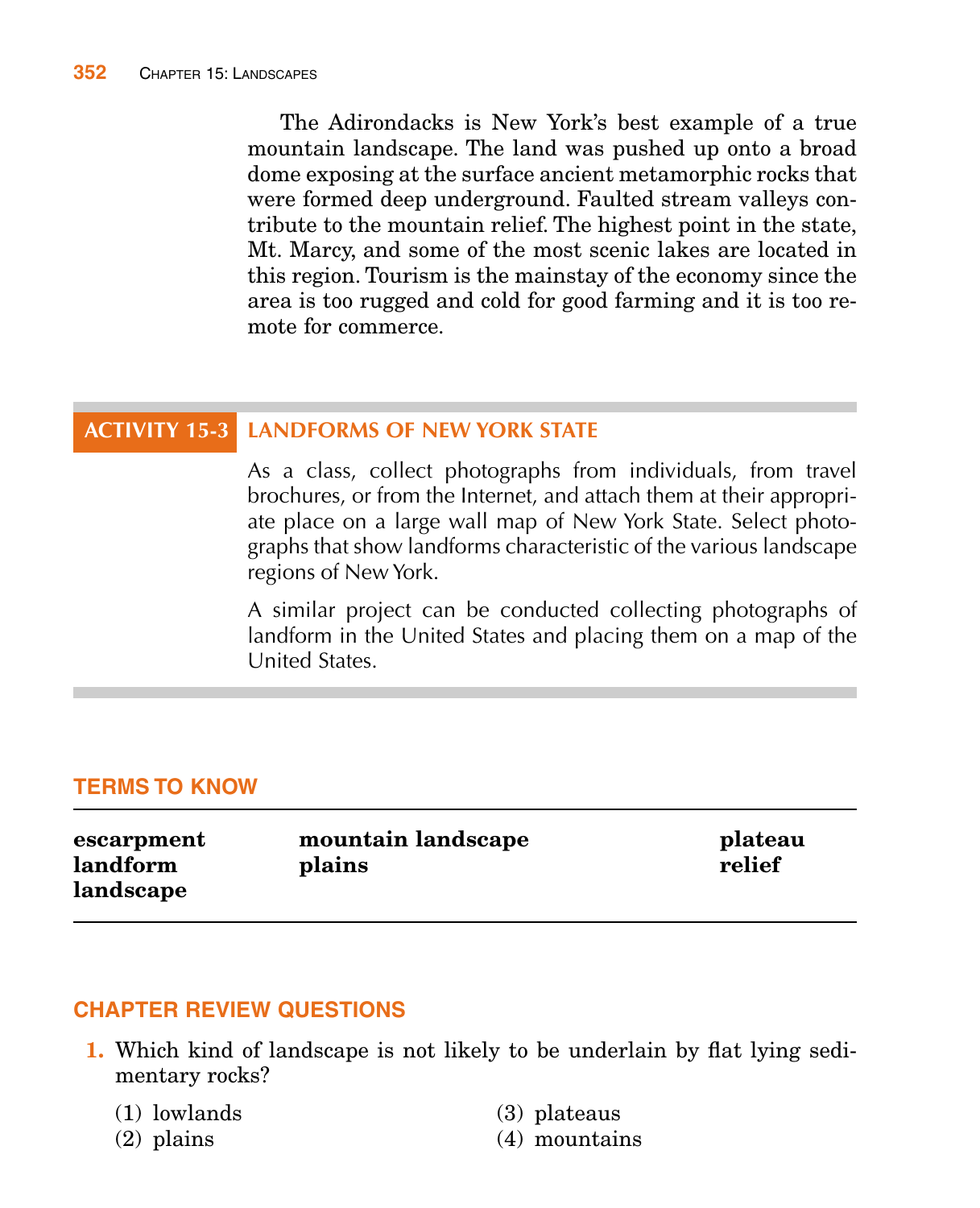The Adirondacks is New York's best example of a true mountain landscape. The land was pushed up onto a broad dome exposing at the surface ancient metamorphic rocks that were formed deep underground. Faulted stream valleys contribute to the mountain relief. The highest point in the state, Mt. Marcy, and some of the most scenic lakes are located in this region. Tourism is the mainstay of the economy since the area is too rugged and cold for good farming and it is too remote for commerce.

## ACTIVITY 15-3 LANDFORMS OF NEW YORK STATE

As a class, collect photographs from individuals, from travel brochures, or from the Internet, and attach them at their appropriate place on a large wall map of New York State. Select photographs that show landforms characteristic of the various landscape regions of New York.

A similar project can be conducted collecting photographs of landform in the United States and placing them on a map of the United States.

## TERMS TO KNOW

| | | |
|---|---|---|
| **escarpment** | **mountain landscape** | **plateau** |
| **landform** | **plains** | **relief** |
| **landscape** | | |

## CHAPTER REVIEW QUESTIONS

**1.** Which kind of landscape is not likely to be underlain by flat lying sedimentary rocks?

(1) lowlands
(2) plains
(3) plateaus
(4) mountains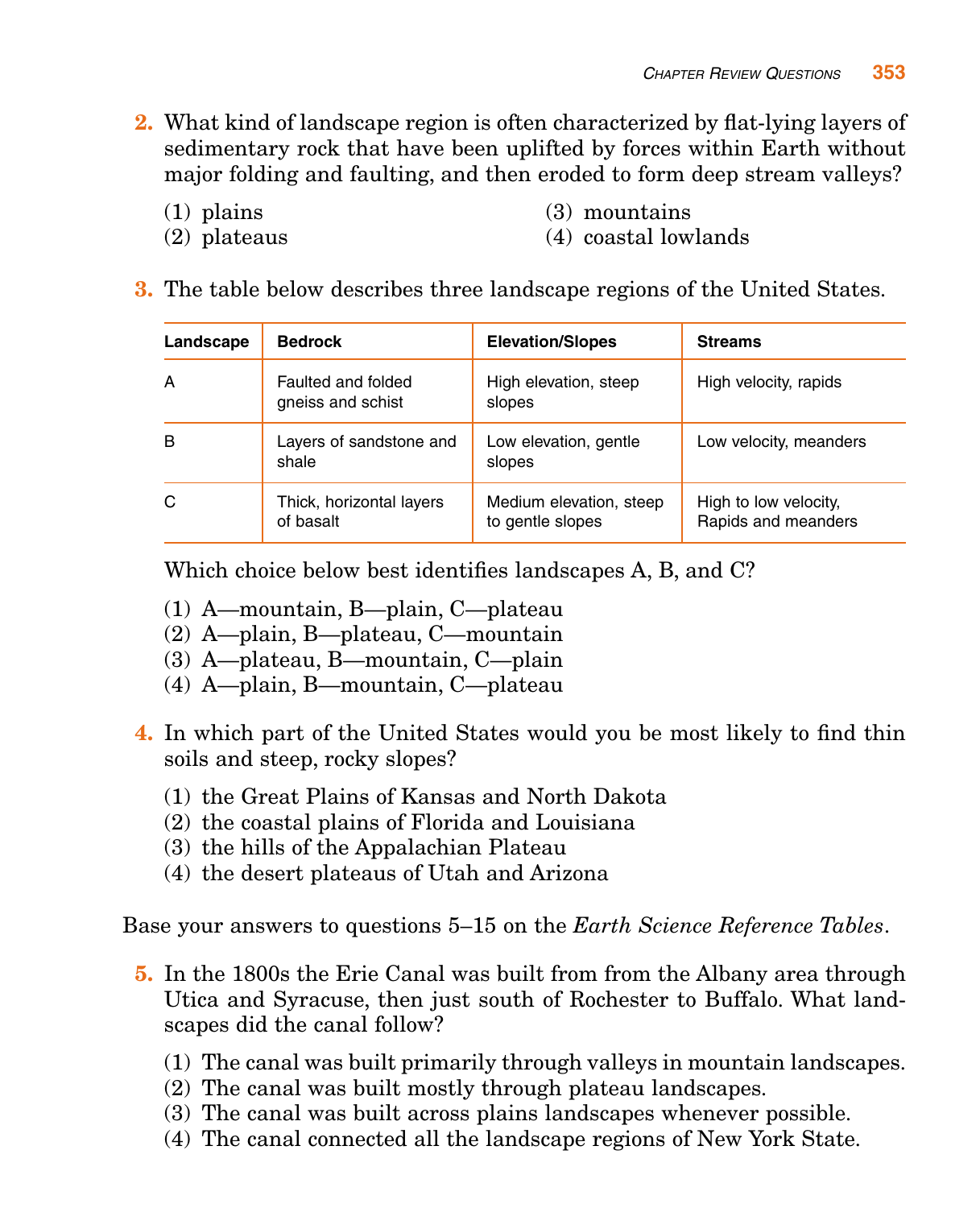**2.** What kind of landscape region is often characterized by flat-lying layers of sedimentary rock that have been uplifted by forces within Earth without major folding and faulting, and then eroded to form deep stream valleys?

(1) plains
(2) plateaus
(3) mountains
(4) coastal lowlands

**3.** The table below describes three landscape regions of the United States.

| Landscape | Bedrock | Elevation/Slopes | Streams |
|---|---|---|---|
| A | Faulted and folded gneiss and schist | High elevation, steep slopes | High velocity, rapids |
| B | Layers of sandstone and shale | Low elevation, gentle slopes | Low velocity, meanders |
| C | Thick, horizontal layers of basalt | Medium elevation, steep to gentle slopes | High to low velocity, Rapids and meanders |

Which choice below best identifies landscapes A, B, and C?

(1) A—mountain, B—plain, C—plateau
(2) A—plain, B—plateau, C—mountain
(3) A—plateau, B—mountain, C—plain
(4) A—plain, B—mountain, C—plateau

**4.** In which part of the United States would you be most likely to find thin soils and steep, rocky slopes?

(1) the Great Plains of Kansas and North Dakota
(2) the coastal plains of Florida and Louisiana
(3) the hills of the Appalachian Plateau
(4) the desert plateaus of Utah and Arizona

Base your answers to questions 5–15 on the *Earth Science Reference Tables*.

**5.** In the 1800s the Erie Canal was built from from the Albany area through Utica and Syracuse, then just south of Rochester to Buffalo. What landscapes did the canal follow?

(1) The canal was built primarily through valleys in mountain landscapes.
(2) The canal was built mostly through plateau landscapes.
(3) The canal was built across plains landscapes whenever possible.
(4) The canal connected all the landscape regions of New York State.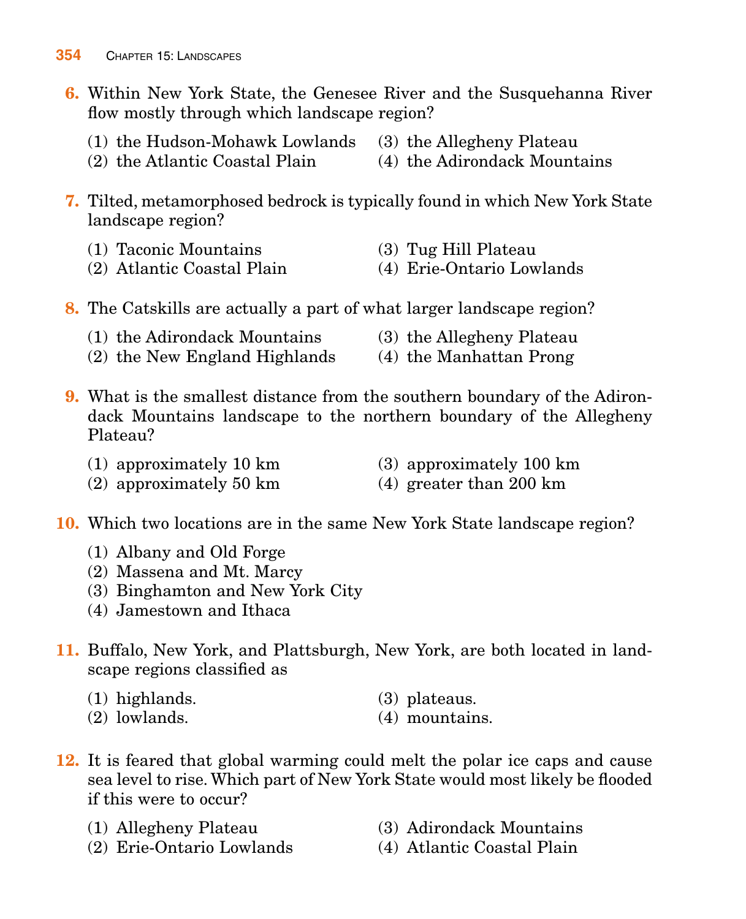6. Within New York State, the Genesee River and the Susquehanna River flow mostly through which landscape region?

   (1) the Hudson-Mohawk Lowlands
   (2) the Atlantic Coastal Plain
   (3) the Allegheny Plateau
   (4) the Adirondack Mountains

7. Tilted, metamorphosed bedrock is typically found in which New York State landscape region?

   (1) Taconic Mountains
   (2) Atlantic Coastal Plain
   (3) Tug Hill Plateau
   (4) Erie-Ontario Lowlands

8. The Catskills are actually a part of what larger landscape region?

   (1) the Adirondack Mountains
   (2) the New England Highlands
   (3) the Allegheny Plateau
   (4) the Manhattan Prong

9. What is the smallest distance from the southern boundary of the Adirondack Mountains landscape to the northern boundary of the Allegheny Plateau?

   (1) approximately 10 km
   (2) approximately 50 km
   (3) approximately 100 km
   (4) greater than 200 km

10. Which two locations are in the same New York State landscape region?

    (1) Albany and Old Forge
    (2) Massena and Mt. Marcy
    (3) Binghamton and New York City
    (4) Jamestown and Ithaca

11. Buffalo, New York, and Plattsburgh, New York, are both located in landscape regions classified as

    (1) highlands.
    (2) lowlands.
    (3) plateaus.
    (4) mountains.

12. It is feared that global warming could melt the polar ice caps and cause sea level to rise. Which part of New York State would most likely be flooded if this were to occur?

    (1) Allegheny Plateau
    (2) Erie-Ontario Lowlands
    (3) Adirondack Mountains
    (4) Atlantic Coastal Plain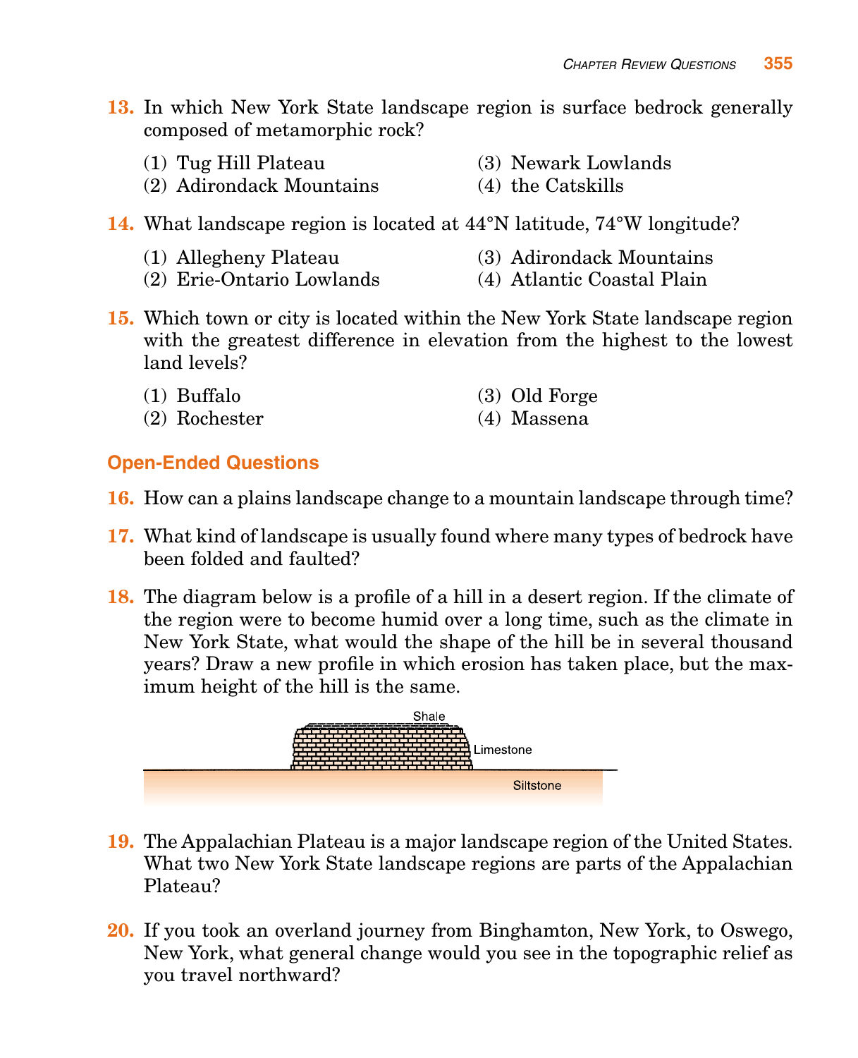13. In which New York State landscape region is surface bedrock generally composed of metamorphic rock?

(1) Tug Hill Plateau
(2) Adirondack Mountains
(3) Newark Lowlands
(4) the Catskills

14. What landscape region is located at 44°N latitude, 74°W longitude?

(1) Allegheny Plateau
(2) Erie-Ontario Lowlands
(3) Adirondack Mountains
(4) Atlantic Coastal Plain

15. Which town or city is located within the New York State landscape region with the greatest difference in elevation from the highest to the lowest land levels?

(1) Buffalo
(2) Rochester
(3) Old Forge
(4) Massena

## Open-Ended Questions

16. How can a plains landscape change to a mountain landscape through time?

17. What kind of landscape is usually found where many types of bedrock have been folded and faulted?

18. The diagram below is a profile of a hill in a desert region. If the climate of the region were to become humid over a long time, such as the climate in New York State, what would the shape of the hill be in several thousand years? Draw a new profile in which erosion has taken place, but the maximum height of the hill is the same.

Shale

Limestone

Siltstone

19. The Appalachian Plateau is a major landscape region of the United States. What two New York State landscape regions are parts of the Appalachian Plateau?

20. If you took an overland journey from Binghamton, New York, to Oswego, New York, what general change would you see in the topographic relief as you travel northward?